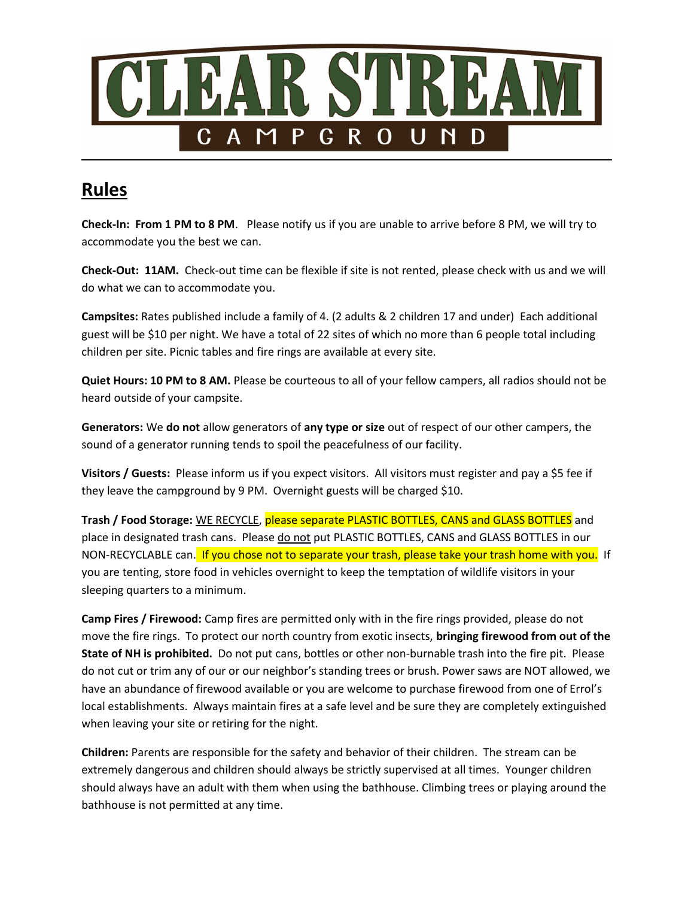# CLEAR STREAM

## CAMPGROUND

---

## Rules

**Check-In: From 1 PM to 8 PM**. Please notify us if you are unable to arrive before 8 PM, we will try to accommodate you the best we can.

**Check-Out: 11AM.** Check-out time can be flexible if site is not rented, please check with us and we will do what we can to accommodate you.

**Campsites:** Rates published include a family of 4. (2 adults & 2 children 17 and under) Each additional guest will be $10 per night. We have a total of 22 sites of which no more than 6 people total including children per site. Picnic tables and fire rings are available at every site.

**Quiet Hours: 10 PM to 8 AM.** Please be courteous to all of your fellow campers, all radios should not be heard outside of your campsite.

**Generators:** We **do not** allow generators of **any type or size** out of respect of our other campers, the sound of a generator running tends to spoil the peacefulness of our facility.

**Visitors / Guests:** Please inform us if you expect visitors. All visitors must register and pay a $5 fee if they leave the campground by 9 PM. Overnight guests will be charged $10.

**Trash / Food Storage:** WE RECYCLE, please separate PLASTIC BOTTLES, CANS and GLASS BOTTLES and place in designated trash cans. Please do not put PLASTIC BOTTLES, CANS and GLASS BOTTLES in our NON-RECYCLABLE can. If you chose not to separate your trash, please take your trash home with you. If you are tenting, store food in vehicles overnight to keep the temptation of wildlife visitors in your sleeping quarters to a minimum.

**Camp Fires / Firewood:** Camp fires are permitted only with in the fire rings provided, please do not move the fire rings. To protect our north country from exotic insects, **bringing firewood from out of the State of NH is prohibited.** Do not put cans, bottles or other non-burnable trash into the fire pit. Please do not cut or trim any of our or our neighbor's standing trees or brush. Power saws are NOT allowed, we have an abundance of firewood available or you are welcome to purchase firewood from one of Errol's local establishments. Always maintain fires at a safe level and be sure they are completely extinguished when leaving your site or retiring for the night.

**Children:** Parents are responsible for the safety and behavior of their children. The stream can be extremely dangerous and children should always be strictly supervised at all times. Younger children should always have an adult with them when using the bathhouse. Climbing trees or playing around the bathhouse is not permitted at any time.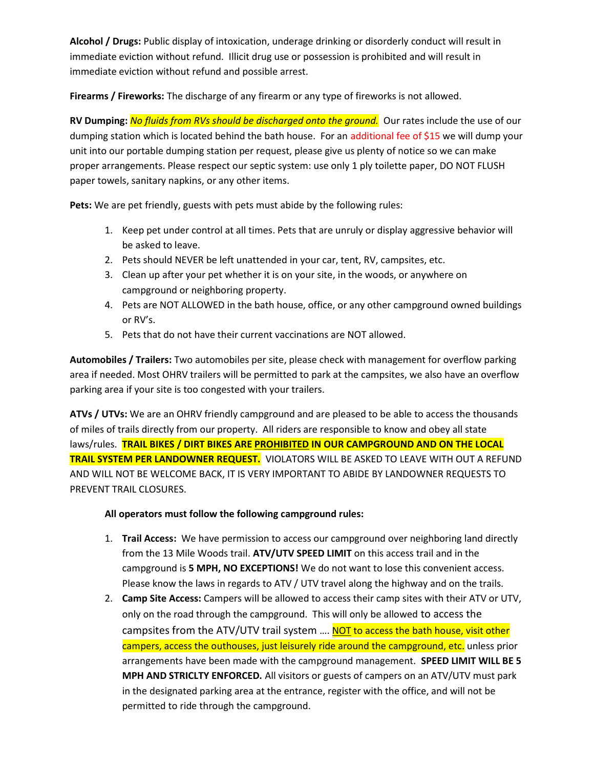**Alcohol / Drugs:** Public display of intoxication, underage drinking or disorderly conduct will result in immediate eviction without refund. Illicit drug use or possession is prohibited and will result in immediate eviction without refund and possible arrest.

**Firearms / Fireworks:** The discharge of any firearm or any type of fireworks is not allowed.

**RV Dumping:** *No fluids from RVs should be discharged onto the ground.* Our rates include the use of our dumping station which is located behind the bath house. For an additional fee of $15 we will dump your unit into our portable dumping station per request, please give us plenty of notice so we can make proper arrangements. Please respect our septic system: use only 1 ply toilette paper, DO NOT FLUSH paper towels, sanitary napkins, or any other items.

**Pets:** We are pet friendly, guests with pets must abide by the following rules:

1. Keep pet under control at all times. Pets that are unruly or display aggressive behavior will be asked to leave.
2. Pets should NEVER be left unattended in your car, tent, RV, campsites, etc.
3. Clean up after your pet whether it is on your site, in the woods, or anywhere on campground or neighboring property.
4. Pets are NOT ALLOWED in the bath house, office, or any other campground owned buildings or RV's.
5. Pets that do not have their current vaccinations are NOT allowed.

**Automobiles / Trailers:** Two automobiles per site, please check with management for overflow parking area if needed. Most OHRV trailers will be permitted to park at the campsites, we also have an overflow parking area if your site is too congested with your trailers.

**ATVs / UTVs:** We are an OHRV friendly campground and are pleased to be able to access the thousands of miles of trails directly from our property. All riders are responsible to know and obey all state laws/rules. **TRAIL BIKES / DIRT BIKES ARE PROHIBITED IN OUR CAMPGROUND AND ON THE LOCAL TRAIL SYSTEM PER LANDOWNER REQUEST.** VIOLATORS WILL BE ASKED TO LEAVE WITH OUT A REFUND AND WILL NOT BE WELCOME BACK, IT IS VERY IMPORTANT TO ABIDE BY LANDOWNER REQUESTS TO PREVENT TRAIL CLOSURES.

**All operators must follow the following campground rules:**

1. **Trail Access:** We have permission to access our campground over neighboring land directly from the 13 Mile Woods trail. **ATV/UTV SPEED LIMIT** on this access trail and in the campground is **5 MPH, NO EXCEPTIONS!** We do not want to lose this convenient access. Please know the laws in regards to ATV / UTV travel along the highway and on the trails.
2. **Camp Site Access:** Campers will be allowed to access their camp sites with their ATV or UTV, only on the road through the campground. This will only be allowed to access the campsites from the ATV/UTV trail system …. NOT to access the bath house, visit other campers, access the outhouses, just leisurely ride around the campground, etc. unless prior arrangements have been made with the campground management. **SPEED LIMIT WILL BE 5 MPH AND STRICLTY ENFORCED.** All visitors or guests of campers on an ATV/UTV must park in the designated parking area at the entrance, register with the office, and will not be permitted to ride through the campground.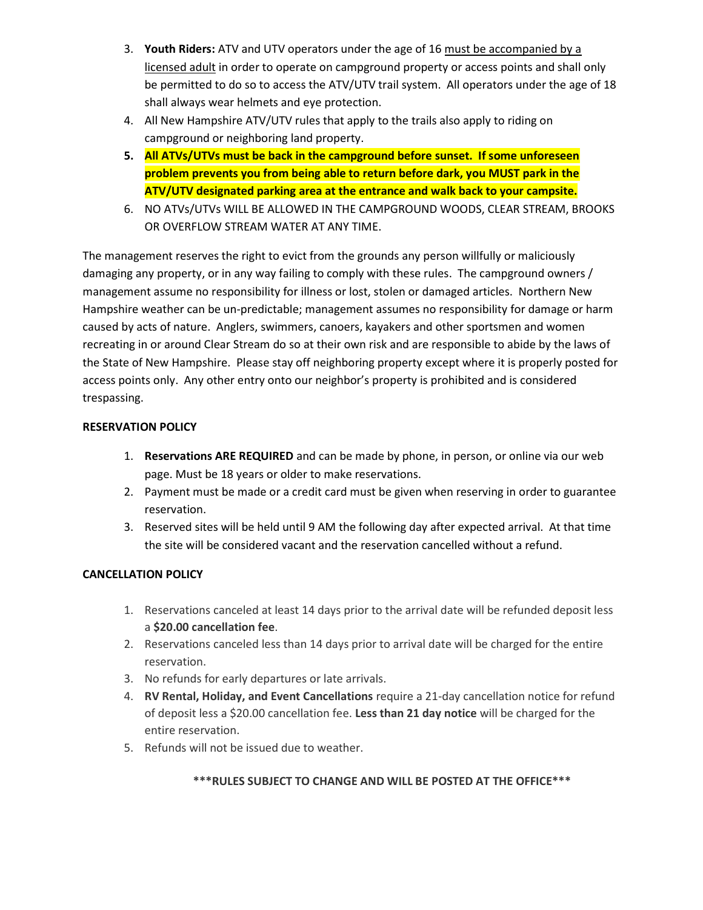3. **Youth Riders:** ATV and UTV operators under the age of 16 must be accompanied by a licensed adult in order to operate on campground property or access points and shall only be permitted to do so to access the ATV/UTV trail system. All operators under the age of 18 shall always wear helmets and eye protection.
4. All New Hampshire ATV/UTV rules that apply to the trails also apply to riding on campground or neighboring land property.
5. **All ATVs/UTVs must be back in the campground before sunset. If some unforeseen problem prevents you from being able to return before dark, you MUST park in the ATV/UTV designated parking area at the entrance and walk back to your campsite.**
6. NO ATVs/UTVs WILL BE ALLOWED IN THE CAMPGROUND WOODS, CLEAR STREAM, BROOKS OR OVERFLOW STREAM WATER AT ANY TIME.

The management reserves the right to evict from the grounds any person willfully or maliciously damaging any property, or in any way failing to comply with these rules. The campground owners / management assume no responsibility for illness or lost, stolen or damaged articles. Northern New Hampshire weather can be un-predictable; management assumes no responsibility for damage or harm caused by acts of nature. Anglers, swimmers, canoers, kayakers and other sportsmen and women recreating in or around Clear Stream do so at their own risk and are responsible to abide by the laws of the State of New Hampshire. Please stay off neighboring property except where it is properly posted for access points only. Any other entry onto our neighbor's property is prohibited and is considered trespassing.

**RESERVATION POLICY**

1. **Reservations ARE REQUIRED** and can be made by phone, in person, or online via our web page. Must be 18 years or older to make reservations.
2. Payment must be made or a credit card must be given when reserving in order to guarantee reservation.
3. Reserved sites will be held until 9 AM the following day after expected arrival. At that time the site will be considered vacant and the reservation cancelled without a refund.

**CANCELLATION POLICY**

1. Reservations canceled at least 14 days prior to the arrival date will be refunded deposit less a **$20.00 cancellation fee**.
2. Reservations canceled less than 14 days prior to arrival date will be charged for the entire reservation.
3. No refunds for early departures or late arrivals.
4. **RV Rental, Holiday, and Event Cancellations** require a 21-day cancellation notice for refund of deposit less a $20.00 cancellation fee. **Less than 21 day notice** will be charged for the entire reservation.
5. Refunds will not be issued due to weather.

**\*\*\*RULES SUBJECT TO CHANGE AND WILL BE POSTED AT THE OFFICE\*\*\***